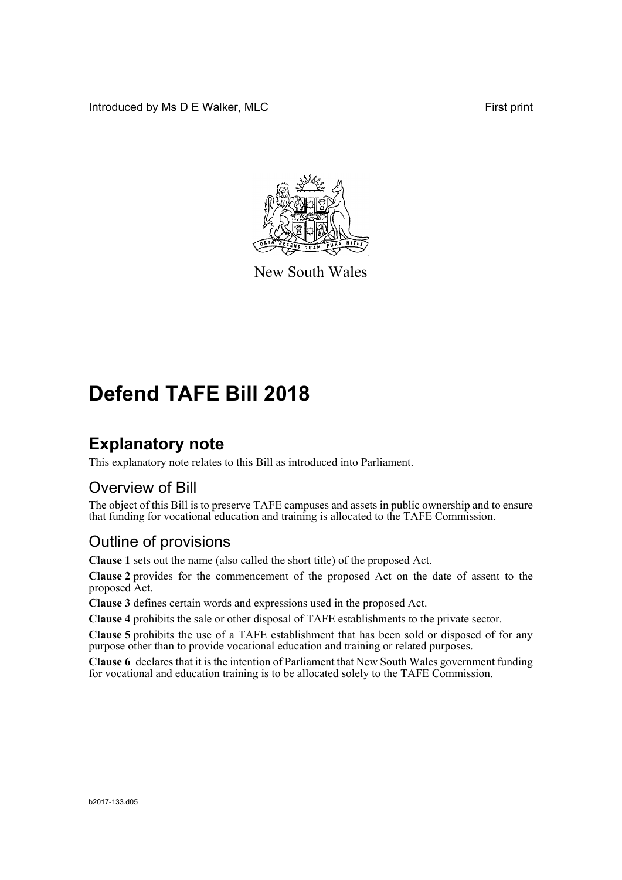Introduced by Ms D E Walker, MLC First print

New South Wales

# Defend TAFE Bill 2018

## Explanatory note

This explanatory note relates to this Bill as introduced into Parliament.

### Overview of Bill

The object of this Bill is to preserve TAFE campuses and assets in public ownership and to ensure that funding for vocational education and training is allocated to the TAFE Commission.

### Outline of provisions

**Clause 1** sets out the name (also called the short title) of the proposed Act.

**Clause 2** provides for the commencement of the proposed Act on the date of assent to the proposed Act.

**Clause 3** defines certain words and expressions used in the proposed Act.

**Clause 4** prohibits the sale or other disposal of TAFE establishments to the private sector.

**Clause 5** prohibits the use of a TAFE establishment that has been sold or disposed of for any purpose other than to provide vocational education and training or related purposes.

**Clause 6** declares that it is the intention of Parliament that New South Wales government funding for vocational and education training is to be allocated solely to the TAFE Commission.

b2017-133.d05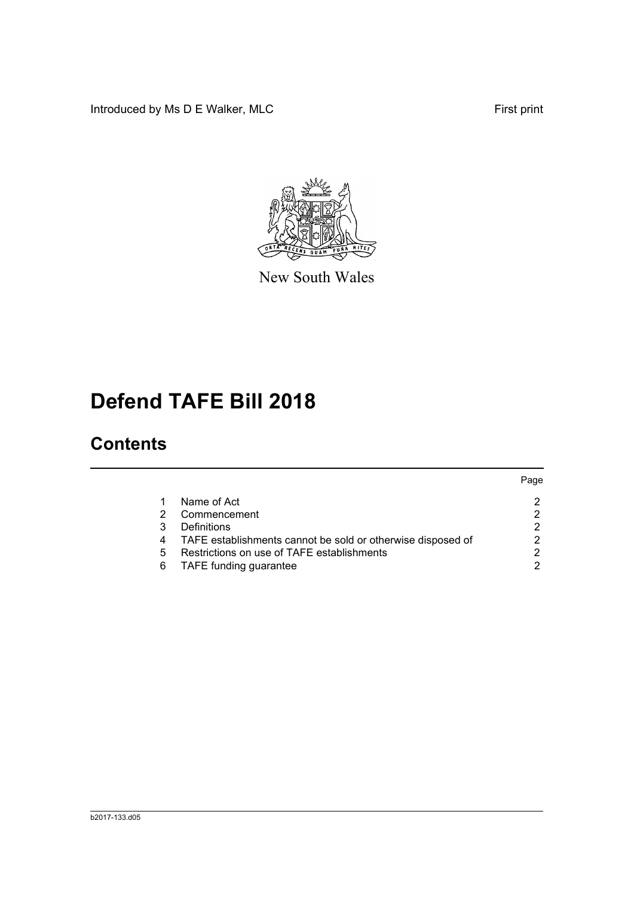Introduced by Ms D E Walker, MLC First print

New South Wales

# Defend TAFE Bill 2018

## Contents

| | | Page |
|---|---|---|
| 1 | Name of Act | 2 |
| 2 | Commencement | 2 |
| 3 | Definitions | 2 |
| 4 | TAFE establishments cannot be sold or otherwise disposed of | 2 |
| 5 | Restrictions on use of TAFE establishments | 2 |
| 6 | TAFE funding guarantee | 2 |

b2017-133.d05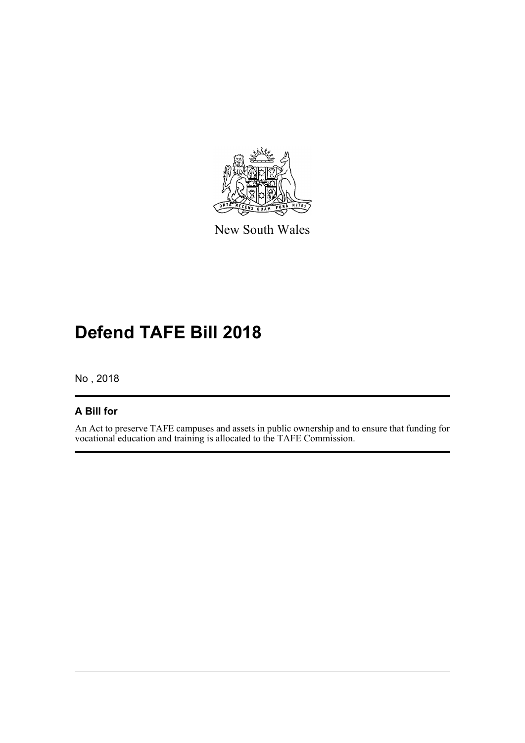New South Wales

# Defend TAFE Bill 2018

No , 2018

## A Bill for

An Act to preserve TAFE campuses and assets in public ownership and to ensure that funding for vocational education and training is allocated to the TAFE Commission.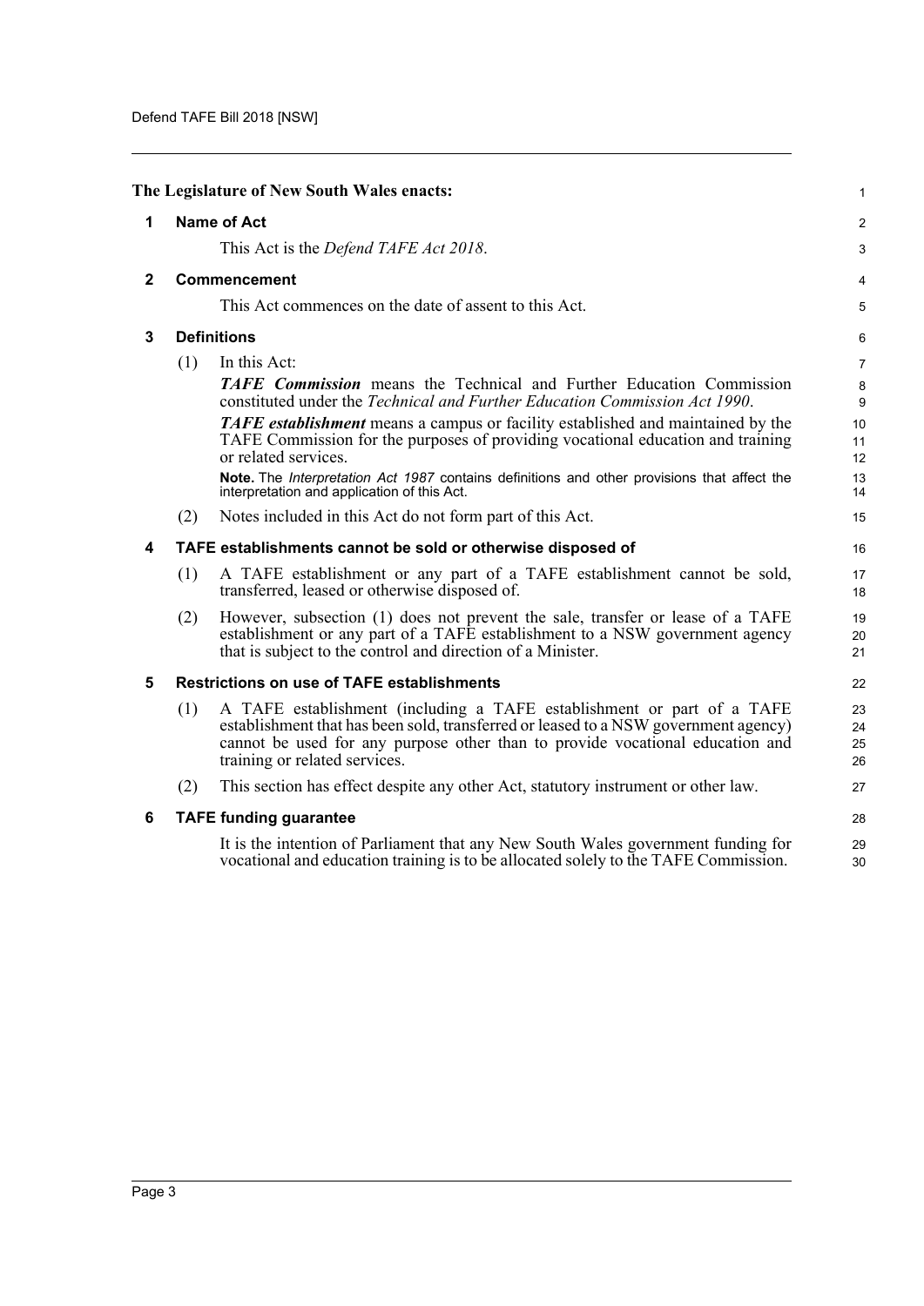**The Legislature of New South Wales enacts:**

## 1 Name of Act

This Act is the *Defend TAFE Act 2018*.

## 2 Commencement

This Act commences on the date of assent to this Act.

## 3 Definitions

(1) In this Act:

***TAFE Commission*** means the Technical and Further Education Commission constituted under the *Technical and Further Education Commission Act 1990*.

***TAFE establishment*** means a campus or facility established and maintained by the TAFE Commission for the purposes of providing vocational education and training or related services.

**Note.** The *Interpretation Act 1987* contains definitions and other provisions that affect the interpretation and application of this Act.

(2) Notes included in this Act do not form part of this Act.

## 4 TAFE establishments cannot be sold or otherwise disposed of

(1) A TAFE establishment or any part of a TAFE establishment cannot be sold, transferred, leased or otherwise disposed of.

(2) However, subsection (1) does not prevent the sale, transfer or lease of a TAFE establishment or any part of a TAFE establishment to a NSW government agency that is subject to the control and direction of a Minister.

## 5 Restrictions on use of TAFE establishments

(1) A TAFE establishment (including a TAFE establishment or part of a TAFE establishment that has been sold, transferred or leased to a NSW government agency) cannot be used for any purpose other than to provide vocational education and training or related services.

(2) This section has effect despite any other Act, statutory instrument or other law.

## 6 TAFE funding guarantee

It is the intention of Parliament that any New South Wales government funding for vocational and education training is to be allocated solely to the TAFE Commission.